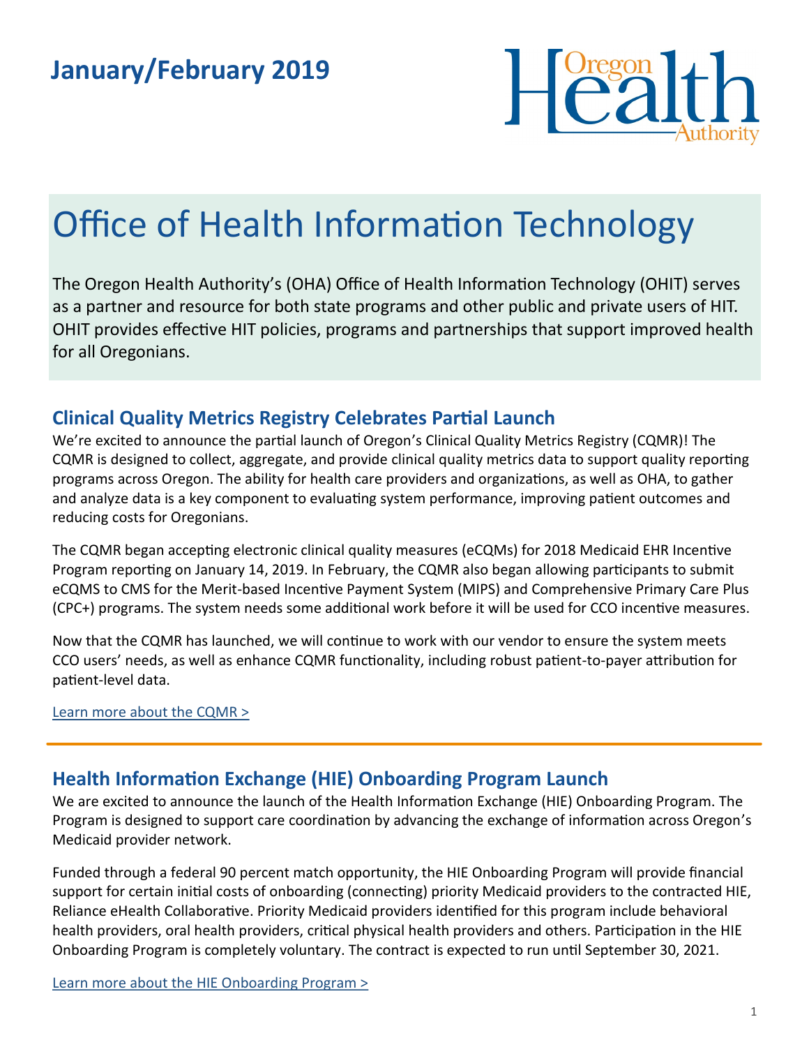## January/February 2019

Oregon Health Authority

# Office of Health Information Technology

The Oregon Health Authority's (OHA) Office of Health Information Technology (OHIT) serves as a partner and resource for both state programs and other public and private users of HIT. OHIT provides effective HIT policies, programs and partnerships that support improved health for all Oregonians.

## Clinical Quality Metrics Registry Celebrates Partial Launch

We're excited to announce the partial launch of Oregon's Clinical Quality Metrics Registry (CQMR)! The CQMR is designed to collect, aggregate, and provide clinical quality metrics data to support quality reporting programs across Oregon. The ability for health care providers and organizations, as well as OHA, to gather and analyze data is a key component to evaluating system performance, improving patient outcomes and reducing costs for Oregonians.

The CQMR began accepting electronic clinical quality measures (eCQMs) for 2018 Medicaid EHR Incentive Program reporting on January 14, 2019. In February, the CQMR also began allowing participants to submit eCQMS to CMS for the Merit-based Incentive Payment System (MIPS) and Comprehensive Primary Care Plus (CPC+) programs. The system needs some additional work before it will be used for CCO incentive measures.

Now that the CQMR has launched, we will continue to work with our vendor to ensure the system meets CCO users' needs, as well as enhance CQMR functionality, including robust patient-to-payer attribution for patient-level data.

Learn more about the CQMR >

---

## Health Information Exchange (HIE) Onboarding Program Launch

We are excited to announce the launch of the Health Information Exchange (HIE) Onboarding Program. The Program is designed to support care coordination by advancing the exchange of information across Oregon's Medicaid provider network.

Funded through a federal 90 percent match opportunity, the HIE Onboarding Program will provide financial support for certain initial costs of onboarding (connecting) priority Medicaid providers to the contracted HIE, Reliance eHealth Collaborative. Priority Medicaid providers identified for this program include behavioral health providers, oral health providers, critical physical health providers and others. Participation in the HIE Onboarding Program is completely voluntary. The contract is expected to run until September 30, 2021.

Learn more about the HIE Onboarding Program >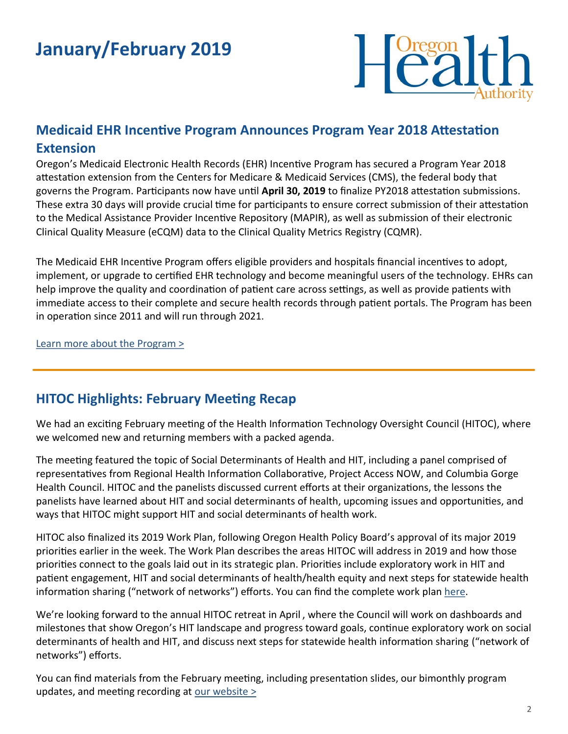# January/February 2019

## Medicaid EHR Incentive Program Announces Program Year 2018 Attestation Extension

Oregon's Medicaid Electronic Health Records (EHR) Incentive Program has secured a Program Year 2018 attestation extension from the Centers for Medicare & Medicaid Services (CMS), the federal body that governs the Program. Participants now have until **April 30, 2019** to finalize PY2018 attestation submissions. These extra 30 days will provide crucial time for participants to ensure correct submission of their attestation to the Medical Assistance Provider Incentive Repository (MAPIR), as well as submission of their electronic Clinical Quality Measure (eCQM) data to the Clinical Quality Metrics Registry (CQMR).

The Medicaid EHR Incentive Program offers eligible providers and hospitals financial incentives to adopt, implement, or upgrade to certified EHR technology and become meaningful users of the technology. EHRs can help improve the quality and coordination of patient care across settings, as well as provide patients with immediate access to their complete and secure health records through patient portals. The Program has been in operation since 2011 and will run through 2021.

Learn more about the Program >

---

## HITOC Highlights: February Meeting Recap

We had an exciting February meeting of the Health Information Technology Oversight Council (HITOC), where we welcomed new and returning members with a packed agenda.

The meeting featured the topic of Social Determinants of Health and HIT, including a panel comprised of representatives from Regional Health Information Collaborative, Project Access NOW, and Columbia Gorge Health Council. HITOC and the panelists discussed current efforts at their organizations, the lessons the panelists have learned about HIT and social determinants of health, upcoming issues and opportunities, and ways that HITOC might support HIT and social determinants of health work.

HITOC also finalized its 2019 Work Plan, following Oregon Health Policy Board's approval of its major 2019 priorities earlier in the week. The Work Plan describes the areas HITOC will address in 2019 and how those priorities connect to the goals laid out in its strategic plan. Priorities include exploratory work in HIT and patient engagement, HIT and social determinants of health/health equity and next steps for statewide health information sharing ("network of networks") efforts. You can find the complete work plan here.

We're looking forward to the annual HITOC retreat in April , where the Council will work on dashboards and milestones that show Oregon's HIT landscape and progress toward goals, continue exploratory work on social determinants of health and HIT, and discuss next steps for statewide health information sharing ("network of networks") efforts.

You can find materials from the February meeting, including presentation slides, our bimonthly program updates, and meeting recording at our website >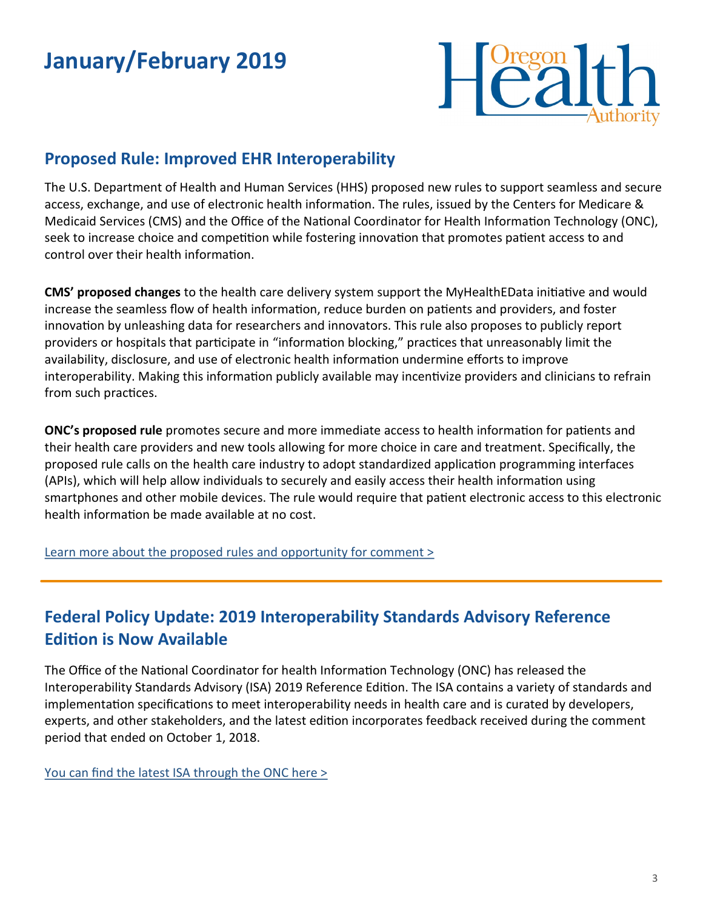# January/February 2019

## Proposed Rule: Improved EHR Interoperability

The U.S. Department of Health and Human Services (HHS) proposed new rules to support seamless and secure access, exchange, and use of electronic health information. The rules, issued by the Centers for Medicare & Medicaid Services (CMS) and the Office of the National Coordinator for Health Information Technology (ONC), seek to increase choice and competition while fostering innovation that promotes patient access to and control over their health information.

**CMS' proposed changes** to the health care delivery system support the MyHealthEData initiative and would increase the seamless flow of health information, reduce burden on patients and providers, and foster innovation by unleashing data for researchers and innovators. This rule also proposes to publicly report providers or hospitals that participate in "information blocking," practices that unreasonably limit the availability, disclosure, and use of electronic health information undermine efforts to improve interoperability. Making this information publicly available may incentivize providers and clinicians to refrain from such practices.

**ONC's proposed rule** promotes secure and more immediate access to health information for patients and their health care providers and new tools allowing for more choice in care and treatment. Specifically, the proposed rule calls on the health care industry to adopt standardized application programming interfaces (APIs), which will help allow individuals to securely and easily access their health information using smartphones and other mobile devices. The rule would require that patient electronic access to this electronic health information be made available at no cost.

Learn more about the proposed rules and opportunity for comment >

---

## Federal Policy Update: 2019 Interoperability Standards Advisory Reference Edition is Now Available

The Office of the National Coordinator for health Information Technology (ONC) has released the Interoperability Standards Advisory (ISA) 2019 Reference Edition. The ISA contains a variety of standards and implementation specifications to meet interoperability needs in health care and is curated by developers, experts, and other stakeholders, and the latest edition incorporates feedback received during the comment period that ended on October 1, 2018.

You can find the latest ISA through the ONC here >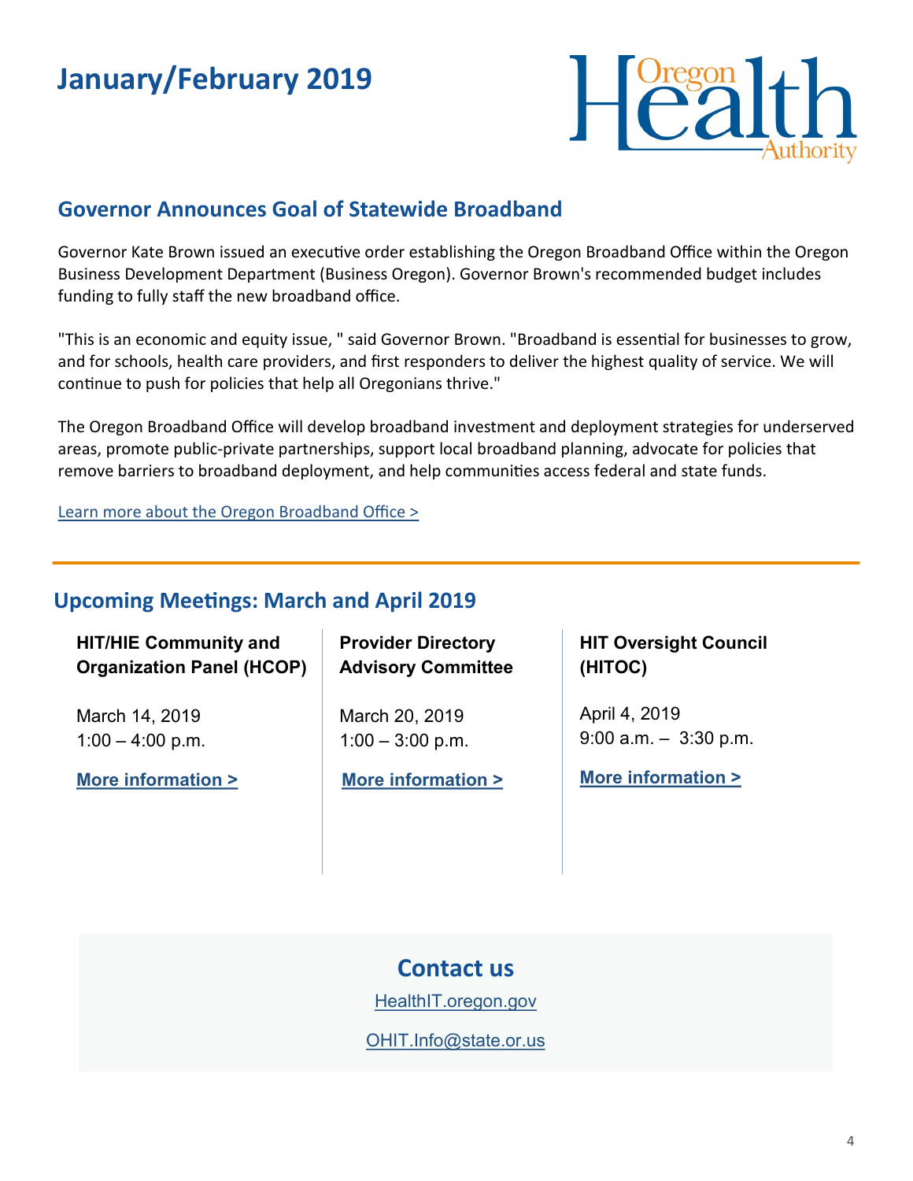# January/February 2019

## Governor Announces Goal of Statewide Broadband

Governor Kate Brown issued an executive order establishing the Oregon Broadband Office within the Oregon Business Development Department (Business Oregon). Governor Brown's recommended budget includes funding to fully staff the new broadband office.

"This is an economic and equity issue, " said Governor Brown. "Broadband is essential for businesses to grow, and for schools, health care providers, and first responders to deliver the highest quality of service. We will continue to push for policies that help all Oregonians thrive."

The Oregon Broadband Office will develop broadband investment and deployment strategies for underserved areas, promote public-private partnerships, support local broadband planning, advocate for policies that remove barriers to broadband deployment, and help communities access federal and state funds.

Learn more about the Oregon Broadband Office >

## Upcoming Meetings: March and April 2019

**HIT/HIE Community and Organization Panel (HCOP)**

March 14, 2019
1:00 – 4:00 p.m.

**More information >**

**Provider Directory Advisory Committee**

March 20, 2019
1:00 – 3:00 p.m.

**More information >**

**HIT Oversight Council (HITOC)**

April 4, 2019
9:00 a.m. – 3:30 p.m.

**More information >**

## Contact us

HealthIT.oregon.gov

OHIT.Info@state.or.us